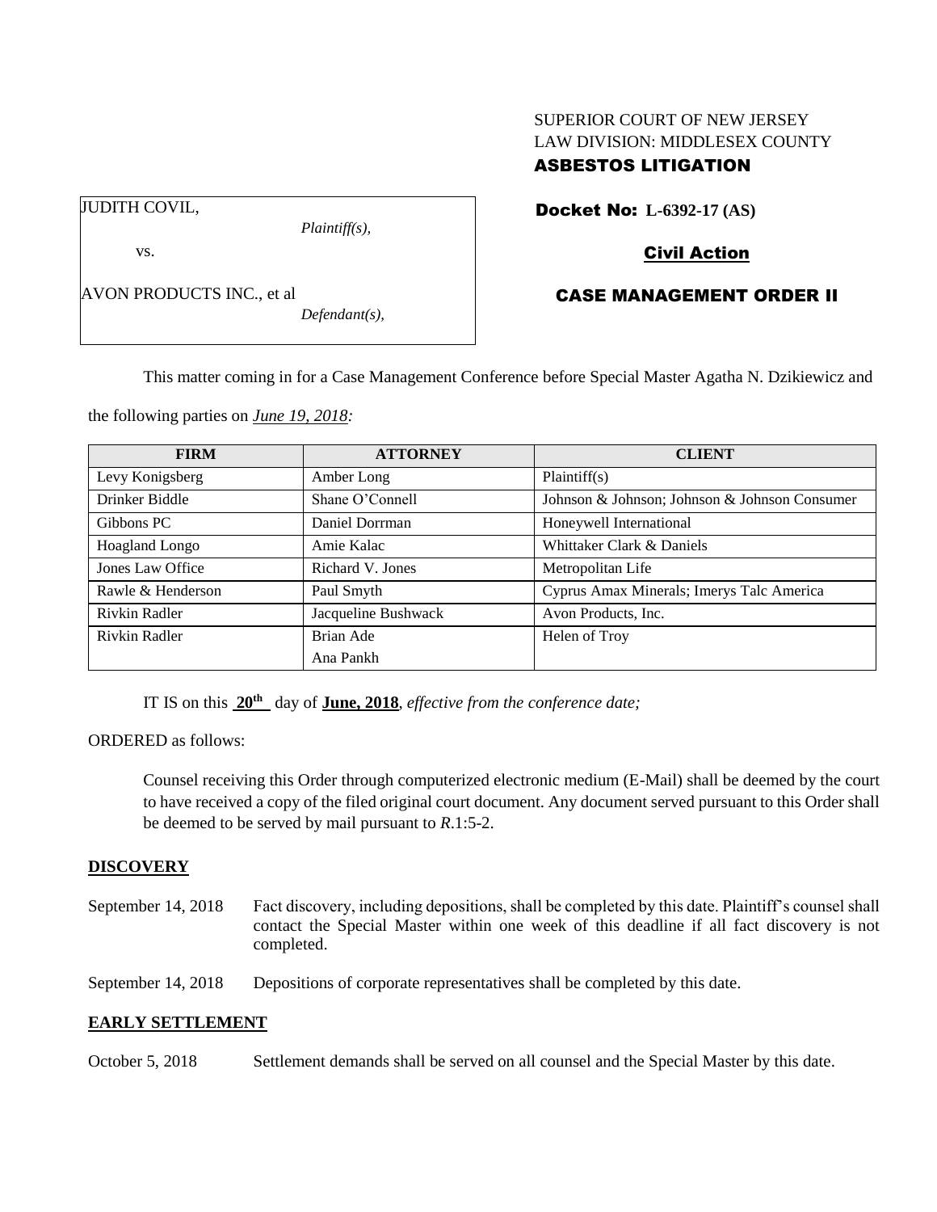SUPERIOR COURT OF NEW JERSEY
LAW DIVISION: MIDDLESEX COUNTY
**ASBESTOS LITIGATION**

JUDITH COVIL,
*Plaintiff(s),*

vs.

AVON PRODUCTS INC., et al
*Defendant(s),*

**Docket No: L-6392-17 (AS)**

**Civil Action**

**CASE MANAGEMENT ORDER II**

This matter coming in for a Case Management Conference before Special Master Agatha N. Dzikiewicz and the following parties on *June 19, 2018:*

| FIRM | ATTORNEY | CLIENT |
|---|---|---|
| Levy Konigsberg | Amber Long | Plaintiff(s) |
| Drinker Biddle | Shane O'Connell | Johnson & Johnson; Johnson & Johnson Consumer |
| Gibbons PC | Daniel Dorrman | Honeywell International |
| Hoagland Longo | Amie Kalac | Whittaker Clark & Daniels |
| Jones Law Office | Richard V. Jones | Metropolitan Life |
| Rawle & Henderson | Paul Smyth | Cyprus Amax Minerals; Imerys Talc America |
| Rivkin Radler | Jacqueline Bushwack | Avon Products, Inc. |
| Rivkin Radler | Brian Ade<br>Ana Pankh | Helen of Troy |

IT IS on this **20th** day of **June, 2018**, *effective from the conference date;*

ORDERED as follows:

Counsel receiving this Order through computerized electronic medium (E-Mail) shall be deemed by the court to have received a copy of the filed original court document. Any document served pursuant to this Order shall be deemed to be served by mail pursuant to *R*.1:5-2.

**DISCOVERY**

September 14, 2018 Fact discovery, including depositions, shall be completed by this date. Plaintiff's counsel shall contact the Special Master within one week of this deadline if all fact discovery is not completed.

September 14, 2018 Depositions of corporate representatives shall be completed by this date.

**EARLY SETTLEMENT**

October 5, 2018 Settlement demands shall be served on all counsel and the Special Master by this date.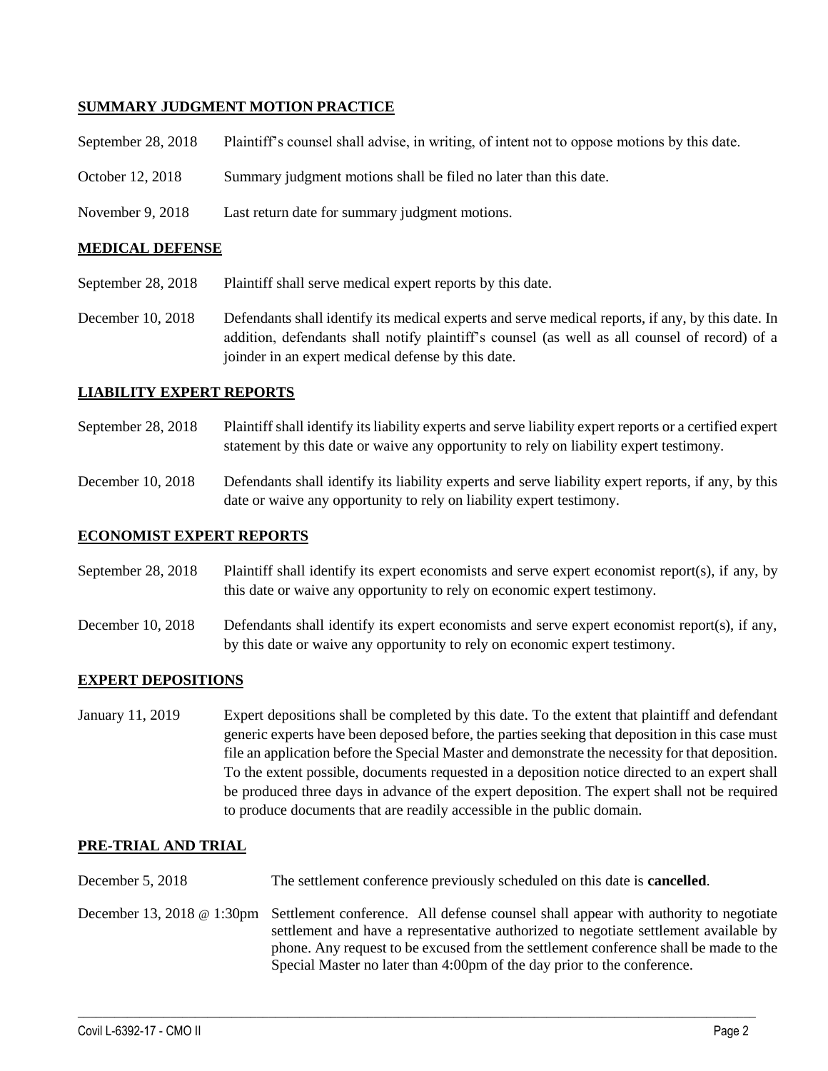## SUMMARY JUDGMENT MOTION PRACTICE

| | |
|---|---|
| September 28, 2018 | Plaintiff's counsel shall advise, in writing, of intent not to oppose motions by this date. |
| October 12, 2018 | Summary judgment motions shall be filed no later than this date. |
| November 9, 2018 | Last return date for summary judgment motions. |

## MEDICAL DEFENSE

| | |
|---|---|
| September 28, 2018 | Plaintiff shall serve medical expert reports by this date. |
| December 10, 2018 | Defendants shall identify its medical experts and serve medical reports, if any, by this date. In addition, defendants shall notify plaintiff's counsel (as well as all counsel of record) of a joinder in an expert medical defense by this date. |

## LIABILITY EXPERT REPORTS

| | |
|---|---|
| September 28, 2018 | Plaintiff shall identify its liability experts and serve liability expert reports or a certified expert statement by this date or waive any opportunity to rely on liability expert testimony. |
| December 10, 2018 | Defendants shall identify its liability experts and serve liability expert reports, if any, by this date or waive any opportunity to rely on liability expert testimony. |

## ECONOMIST EXPERT REPORTS

| | |
|---|---|
| September 28, 2018 | Plaintiff shall identify its expert economists and serve expert economist report(s), if any, by this date or waive any opportunity to rely on economic expert testimony. |
| December 10, 2018 | Defendants shall identify its expert economists and serve expert economist report(s), if any, by this date or waive any opportunity to rely on economic expert testimony. |

## EXPERT DEPOSITIONS

| | |
|---|---|
| January 11, 2019 | Expert depositions shall be completed by this date. To the extent that plaintiff and defendant generic experts have been deposed before, the parties seeking that deposition in this case must file an application before the Special Master and demonstrate the necessity for that deposition. To the extent possible, documents requested in a deposition notice directed to an expert shall be produced three days in advance of the expert deposition. The expert shall not be required to produce documents that are readily accessible in the public domain. |

## PRE-TRIAL AND TRIAL

| | |
|---|---|
| December 5, 2018 | The settlement conference previously scheduled on this date is **cancelled**. |
| December 13, 2018 @ 1:30pm | Settlement conference. All defense counsel shall appear with authority to negotiate settlement and have a representative authorized to negotiate settlement available by phone. Any request to be excused from the settlement conference shall be made to the Special Master no later than 4:00pm of the day prior to the conference. |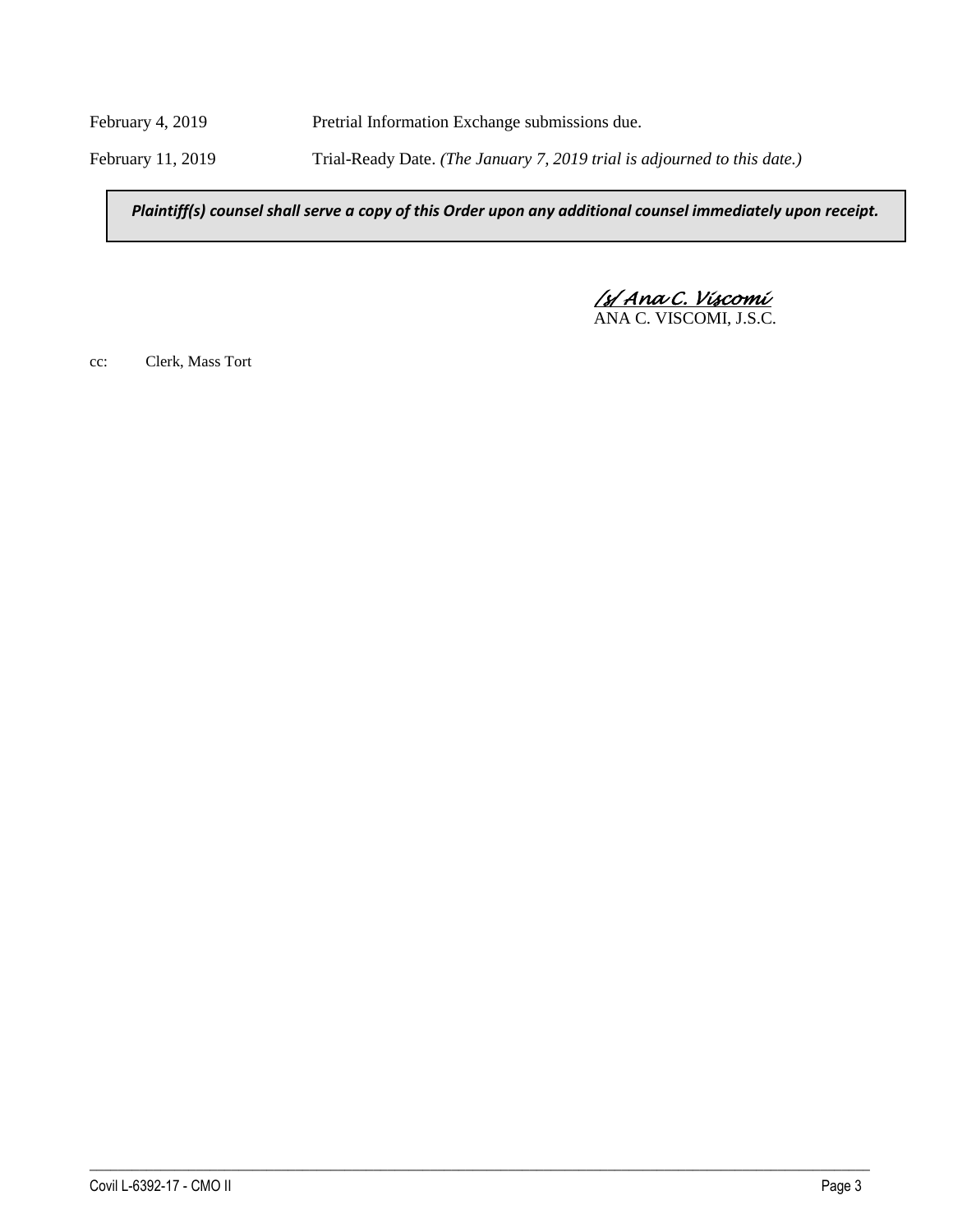| | |
|---|---|
| February 4, 2019 | Pretrial Information Exchange submissions due. |
| February 11, 2019 | Trial-Ready Date. *(The January 7, 2019 trial is adjourned to this date.)* |

***Plaintiff(s) counsel shall serve a copy of this Order upon any additional counsel immediately upon receipt.***

*/s/ Ana C. Viscomi*
ANA C. VISCOMI, J.S.C.

cc: Clerk, Mass Tort